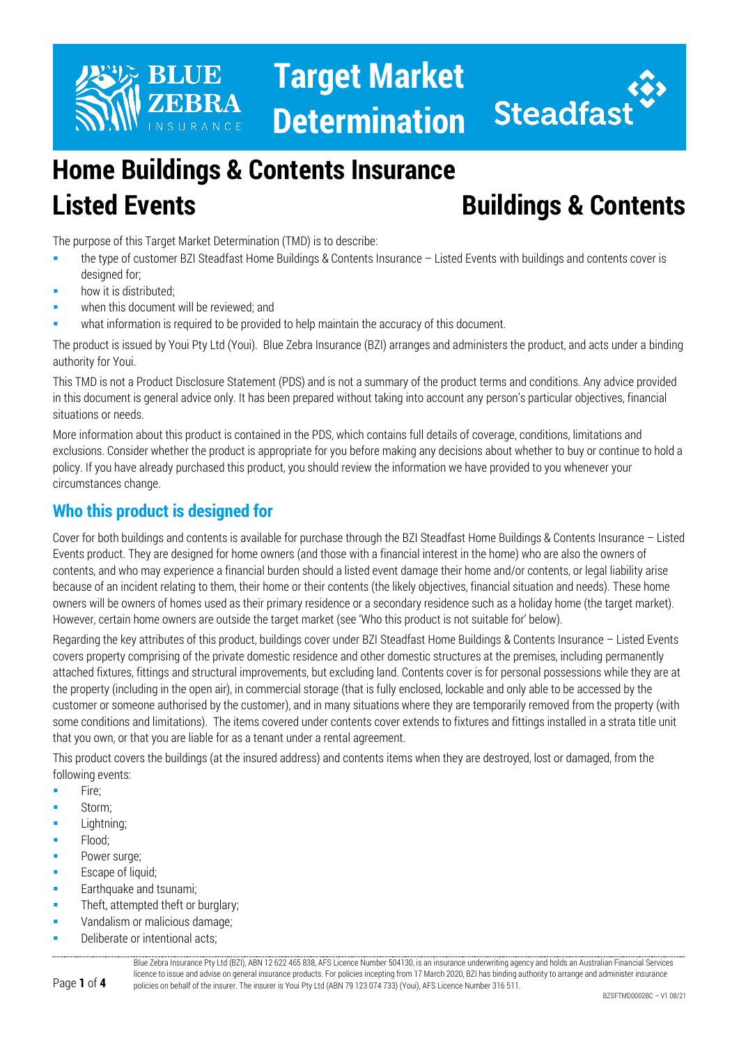# Target Market Determination

## Home Buildings & Contents Insurance Listed Events

## Buildings & Contents

The purpose of this Target Market Determination (TMD) is to describe:

- the type of customer BZI Steadfast Home Buildings & Contents Insurance – Listed Events with buildings and contents cover is designed for;
- how it is distributed;
- when this document will be reviewed; and
- what information is required to be provided to help maintain the accuracy of this document.

The product is issued by Youi Pty Ltd (Youi). Blue Zebra Insurance (BZI) arranges and administers the product, and acts under a binding authority for Youi.

This TMD is not a Product Disclosure Statement (PDS) and is not a summary of the product terms and conditions. Any advice provided in this document is general advice only. It has been prepared without taking into account any person's particular objectives, financial situations or needs.

More information about this product is contained in the PDS, which contains full details of coverage, conditions, limitations and exclusions. Consider whether the product is appropriate for you before making any decisions about whether to buy or continue to hold a policy. If you have already purchased this product, you should review the information we have provided to you whenever your circumstances change.

## Who this product is designed for

Cover for both buildings and contents is available for purchase through the BZI Steadfast Home Buildings & Contents Insurance – Listed Events product. They are designed for home owners (and those with a financial interest in the home) who are also the owners of contents, and who may experience a financial burden should a listed event damage their home and/or contents, or legal liability arise because of an incident relating to them, their home or their contents (the likely objectives, financial situation and needs). These home owners will be owners of homes used as their primary residence or a secondary residence such as a holiday home (the target market). However, certain home owners are outside the target market (see 'Who this product is not suitable for' below).

Regarding the key attributes of this product, buildings cover under BZI Steadfast Home Buildings & Contents Insurance – Listed Events covers property comprising of the private domestic residence and other domestic structures at the premises, including permanently attached fixtures, fittings and structural improvements, but excluding land. Contents cover is for personal possessions while they are at the property (including in the open air), in commercial storage (that is fully enclosed, lockable and only able to be accessed by the customer or someone authorised by the customer), and in many situations where they are temporarily removed from the property (with some conditions and limitations). The items covered under contents cover extends to fixtures and fittings installed in a strata title unit that you own, or that you are liable for as a tenant under a rental agreement.

This product covers the buildings (at the insured address) and contents items when they are destroyed, lost or damaged, from the following events:

- Fire;
- Storm;
- Lightning;
- Flood;
- Power surge;
- Escape of liquid;
- Earthquake and tsunami;
- Theft, attempted theft or burglary;
- Vandalism or malicious damage;
- Deliberate or intentional acts;

Blue Zebra Insurance Pty Ltd (BZI), ABN 12 622 465 838, AFS Licence Number 504130, is an insurance underwriting agency and holds an Australian Financial Services licence to issue and advise on general insurance products. For policies incepting from 17 March 2020, BZI has binding authority to arrange and administer insurance policies on behalf of the insurer. The insurer is Youi Pty Ltd (ABN 79 123 074 733) (Youi), AFS Licence Number 316 511.

BZSFTMD0002BC – V1 08/21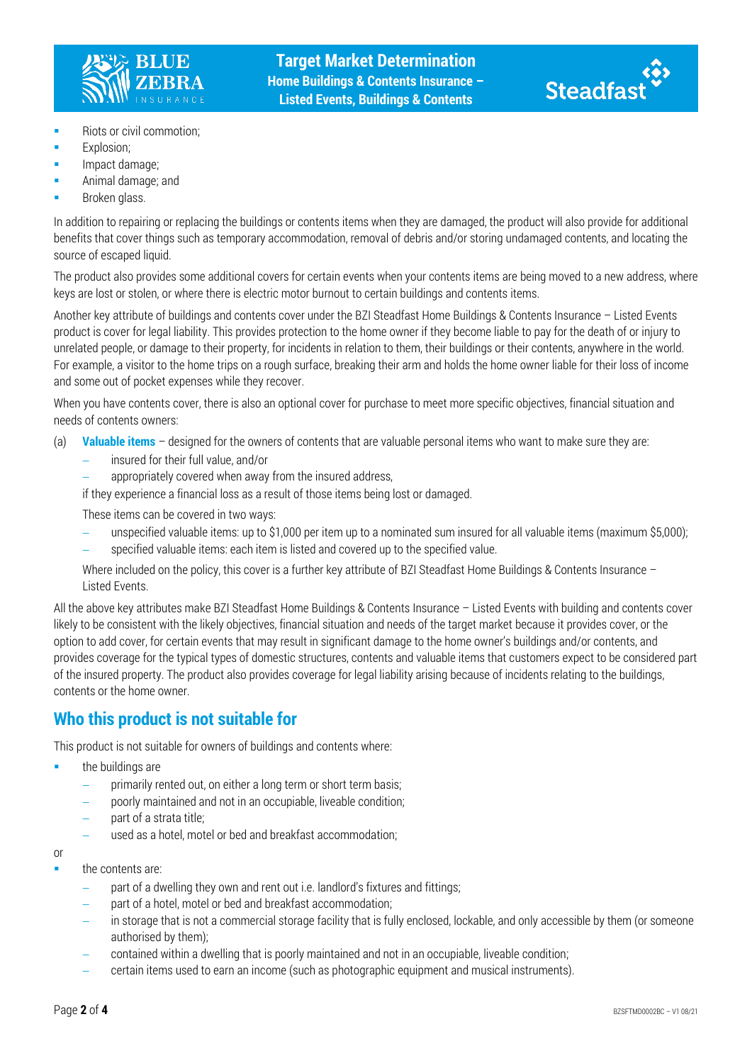- Riots or civil commotion;
- Explosion;
- Impact damage;
- Animal damage; and
- Broken glass.

In addition to repairing or replacing the buildings or contents items when they are damaged, the product will also provide for additional benefits that cover things such as temporary accommodation, removal of debris and/or storing undamaged contents, and locating the source of escaped liquid.

The product also provides some additional covers for certain events when your contents items are being moved to a new address, where keys are lost or stolen, or where there is electric motor burnout to certain buildings and contents items.

Another key attribute of buildings and contents cover under the BZI Steadfast Home Buildings & Contents Insurance – Listed Events product is cover for legal liability. This provides protection to the home owner if they become liable to pay for the death of or injury to unrelated people, or damage to their property, for incidents in relation to them, their buildings or their contents, anywhere in the world. For example, a visitor to the home trips on a rough surface, breaking their arm and holds the home owner liable for their loss of income and some out of pocket expenses while they recover.

When you have contents cover, there is also an optional cover for purchase to meet more specific objectives, financial situation and needs of contents owners:

(a) **Valuable items** – designed for the owners of contents that are valuable personal items who want to make sure they are:
   - insured for their full value, and/or
   - appropriately covered when away from the insured address,

   if they experience a financial loss as a result of those items being lost or damaged.

   These items can be covered in two ways:
   - unspecified valuable items: up to $1,000 per item up to a nominated sum insured for all valuable items (maximum $5,000);
   - specified valuable items: each item is listed and covered up to the specified value.

   Where included on the policy, this cover is a further key attribute of BZI Steadfast Home Buildings & Contents Insurance – Listed Events.

All the above key attributes make BZI Steadfast Home Buildings & Contents Insurance – Listed Events with building and contents cover likely to be consistent with the likely objectives, financial situation and needs of the target market because it provides cover, or the option to add cover, for certain events that may result in significant damage to the home owner's buildings and/or contents, and provides coverage for the typical types of domestic structures, contents and valuable items that customers expect to be considered part of the insured property. The product also provides coverage for legal liability arising because of incidents relating to the buildings, contents or the home owner.

## Who this product is not suitable for

This product is not suitable for owners of buildings and contents where:

- the buildings are
  - primarily rented out, on either a long term or short term basis;
  - poorly maintained and not in an occupiable, liveable condition;
  - part of a strata title;
  - used as a hotel, motel or bed and breakfast accommodation;

or

- the contents are:
  - part of a dwelling they own and rent out i.e. landlord's fixtures and fittings;
  - part of a hotel, motel or bed and breakfast accommodation;
  - in storage that is not a commercial storage facility that is fully enclosed, lockable, and only accessible by them (or someone authorised by them);
  - contained within a dwelling that is poorly maintained and not in an occupiable, liveable condition;
  - certain items used to earn an income (such as photographic equipment and musical instruments).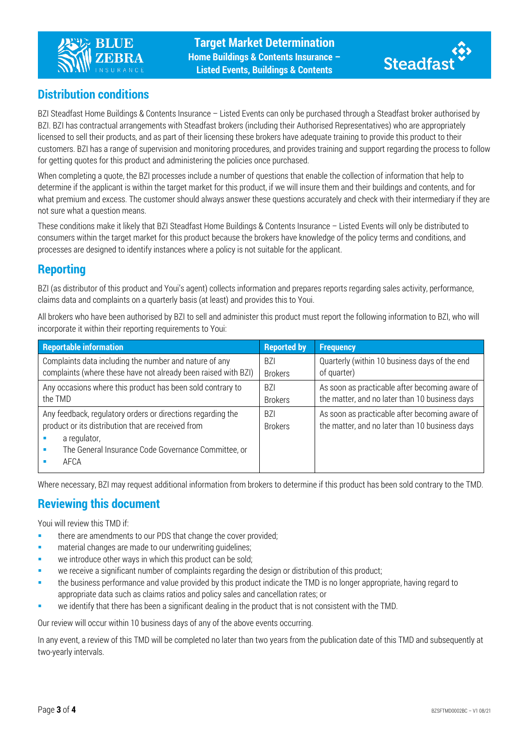## Distribution conditions

BZI Steadfast Home Buildings & Contents Insurance – Listed Events can only be purchased through a Steadfast broker authorised by BZI. BZI has contractual arrangements with Steadfast brokers (including their Authorised Representatives) who are appropriately licensed to sell their products, and as part of their licensing these brokers have adequate training to provide this product to their customers. BZI has a range of supervision and monitoring procedures, and provides training and support regarding the process to follow for getting quotes for this product and administering the policies once purchased.

When completing a quote, the BZI processes include a number of questions that enable the collection of information that help to determine if the applicant is within the target market for this product, if we will insure them and their buildings and contents, and for what premium and excess. The customer should always answer these questions accurately and check with their intermediary if they are not sure what a question means.

These conditions make it likely that BZI Steadfast Home Buildings & Contents Insurance – Listed Events will only be distributed to consumers within the target market for this product because the brokers have knowledge of the policy terms and conditions, and processes are designed to identify instances where a policy is not suitable for the applicant.

## Reporting

BZI (as distributor of this product and Youi's agent) collects information and prepares reports regarding sales activity, performance, claims data and complaints on a quarterly basis (at least) and provides this to Youi.

All brokers who have been authorised by BZI to sell and administer this product must report the following information to BZI, who will incorporate it within their reporting requirements to Youi:

| Reportable information | Reported by | Frequency |
|---|---|---|
| Complaints data including the number and nature of any complaints (where these have not already been raised with BZI) | BZI Brokers | Quarterly (within 10 business days of the end of quarter) |
| Any occasions where this product has been sold contrary to the TMD | BZI Brokers | As soon as practicable after becoming aware of the matter, and no later than 10 business days |
| Any feedback, regulatory orders or directions regarding the product or its distribution that are received from: <br>▪ a regulator, <br>▪ The General Insurance Code Governance Committee, or <br>▪ AFCA | BZI Brokers | As soon as practicable after becoming aware of the matter, and no later than 10 business days |

Where necessary, BZI may request additional information from brokers to determine if this product has been sold contrary to the TMD.

## Reviewing this document

Youi will review this TMD if:

- there are amendments to our PDS that change the cover provided;
- material changes are made to our underwriting guidelines;
- we introduce other ways in which this product can be sold;
- we receive a significant number of complaints regarding the design or distribution of this product;
- the business performance and value provided by this product indicate the TMD is no longer appropriate, having regard to appropriate data such as claims ratios and policy sales and cancellation rates; or
- we identify that there has been a significant dealing in the product that is not consistent with the TMD.

Our review will occur within 10 business days of any of the above events occurring.

In any event, a review of this TMD will be completed no later than two years from the publication date of this TMD and subsequently at two-yearly intervals.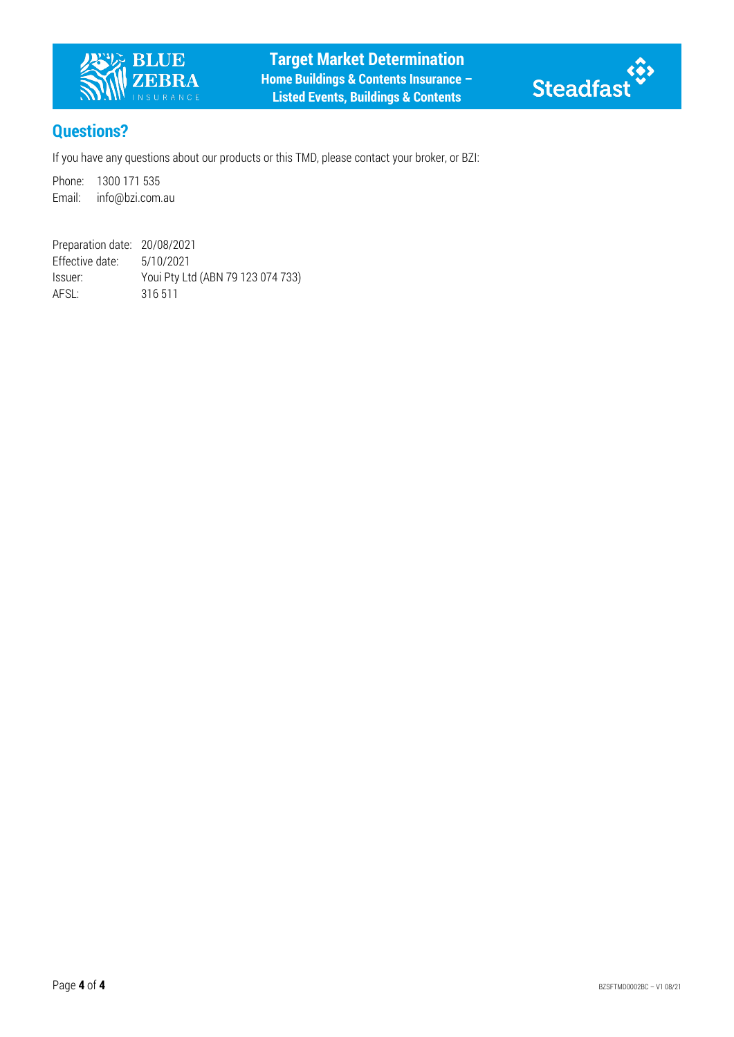## Questions?

If you have any questions about our products or this TMD, please contact your broker, or BZI:

Phone: 1300 171 535
Email: info@bzi.com.au

| | |
|---|---|
| Preparation date: | 20/08/2021 |
| Effective date: | 5/10/2021 |
| Issuer: | Youi Pty Ltd (ABN 79 123 074 733) |
| AFSL: | 316 511 |